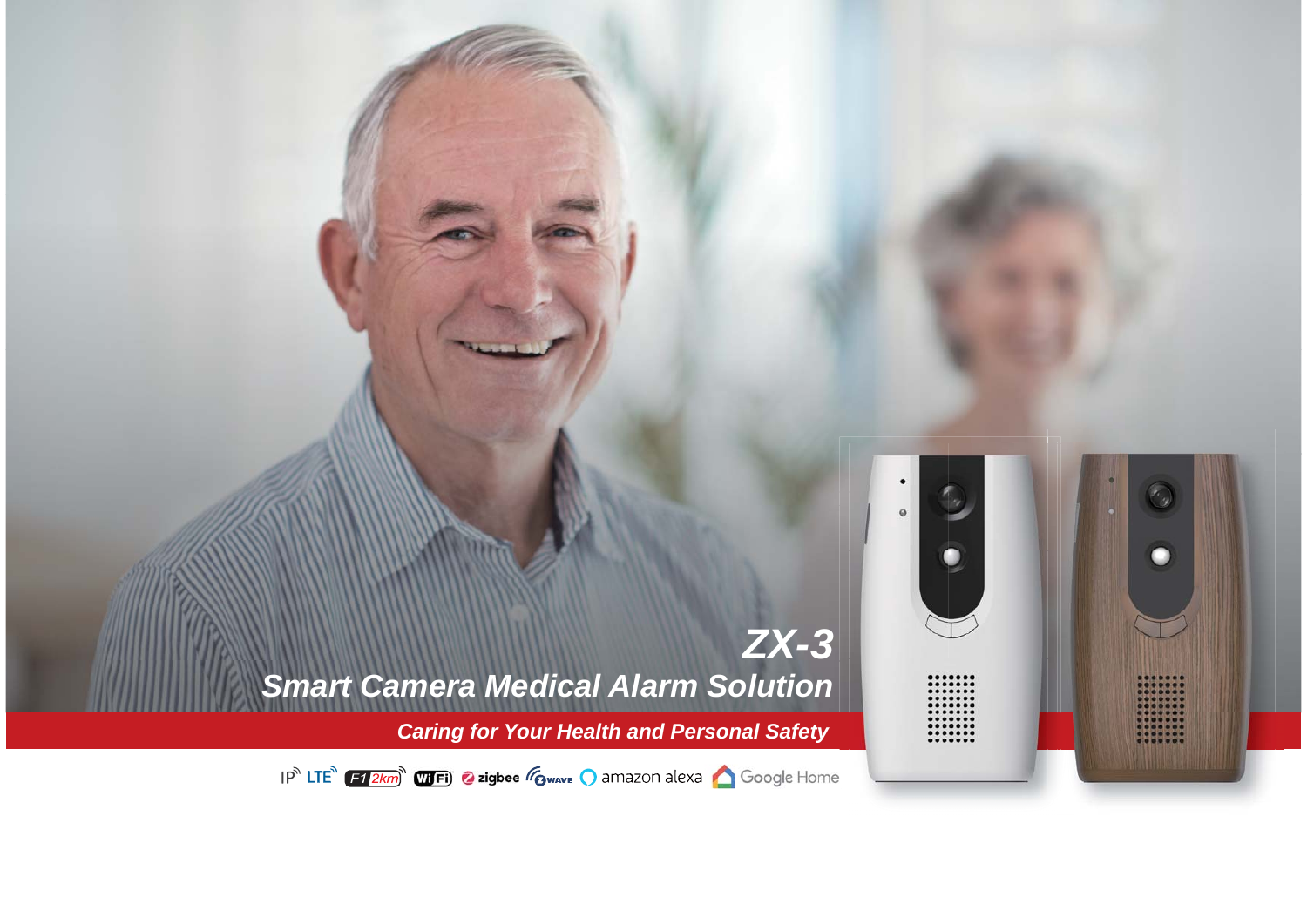# ZX-3

## Smart Camera Medical Alarm Solution

*Caring for Your Health and Personal Safety*

IP LTE F1 2km WiFi zigbee Z-Wave amazon alexa Google Home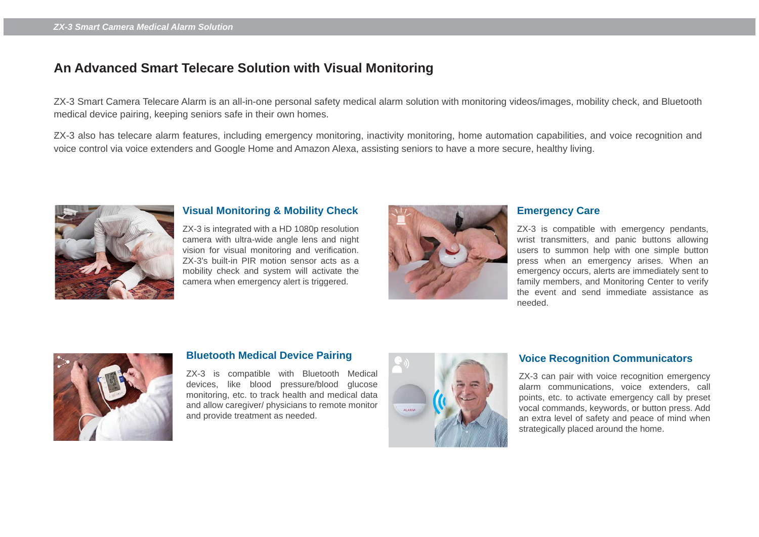## An Advanced Smart Telecare Solution with Visual Monitoring

ZX-3 Smart Camera Telecare Alarm is an all-in-one personal safety medical alarm solution with monitoring videos/images, mobility check, and Bluetooth medical device pairing, keeping seniors safe in their own homes.

ZX-3 also has telecare alarm features, including emergency monitoring, inactivity monitoring, home automation capabilities, and voice recognition and voice control via voice extenders and Google Home and Amazon Alexa, assisting seniors to have a more secure, healthy living.

### Visual Monitoring & Mobility Check

ZX-3 is integrated with a HD 1080p resolution camera with ultra-wide angle lens and night vision for visual monitoring and verification. ZX-3's built-in PIR motion sensor acts as a mobility check and system will activate the camera when emergency alert is triggered.

### Emergency Care

ZX-3 is compatible with emergency pendants, wrist transmitters, and panic buttons allowing users to summon help with one simple button press when an emergency arises. When an emergency occurs, alerts are immediately sent to family members, and Monitoring Center to verify the event and send immediate assistance as needed.

### Bluetooth Medical Device Pairing

ZX-3 is compatible with Bluetooth Medical devices, like blood pressure/blood glucose monitoring, etc. to track health and medical data and allow caregiver/ physicians to remote monitor and provide treatment as needed.

### Voice Recognition Communicators

ZX-3 can pair with voice recognition emergency alarm communications, voice extenders, call points, etc. to activate emergency call by preset vocal commands, keywords, or button press. Add an extra level of safety and peace of mind when strategically placed around the home.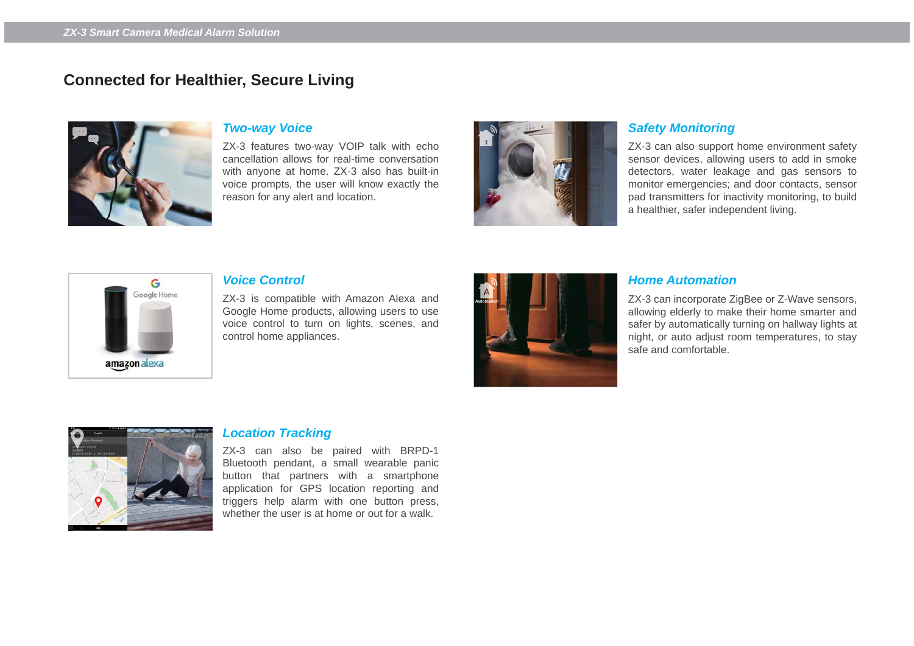## Connected for Healthier, Secure Living

### *Two-way Voice*

ZX-3 features two-way VOIP talk with echo cancellation allows for real-time conversation with anyone at home. ZX-3 also has built-in voice prompts, the user will know exactly the reason for any alert and location.

### *Safety Monitoring*

ZX-3 can also support home environment safety sensor devices, allowing users to add in smoke detectors, water leakage and gas sensors to monitor emergencies; and door contacts, sensor pad transmitters for inactivity monitoring, to build a healthier, safer independent living.

### *Voice Control*

ZX-3 is compatible with Amazon Alexa and Google Home products, allowing users to use voice control to turn on lights, scenes, and control home appliances.

### *Home Automation*

ZX-3 can incorporate ZigBee or Z-Wave sensors, allowing elderly to make their home smarter and safer by automatically turning on hallway lights at night, or auto adjust room temperatures, to stay safe and comfortable.

### *Location Tracking*

ZX-3 can also be paired with BRPD-1 Bluetooth pendant, a small wearable panic button that partners with a smartphone application for GPS location reporting and triggers help alarm with one button press, whether the user is at home or out for a walk.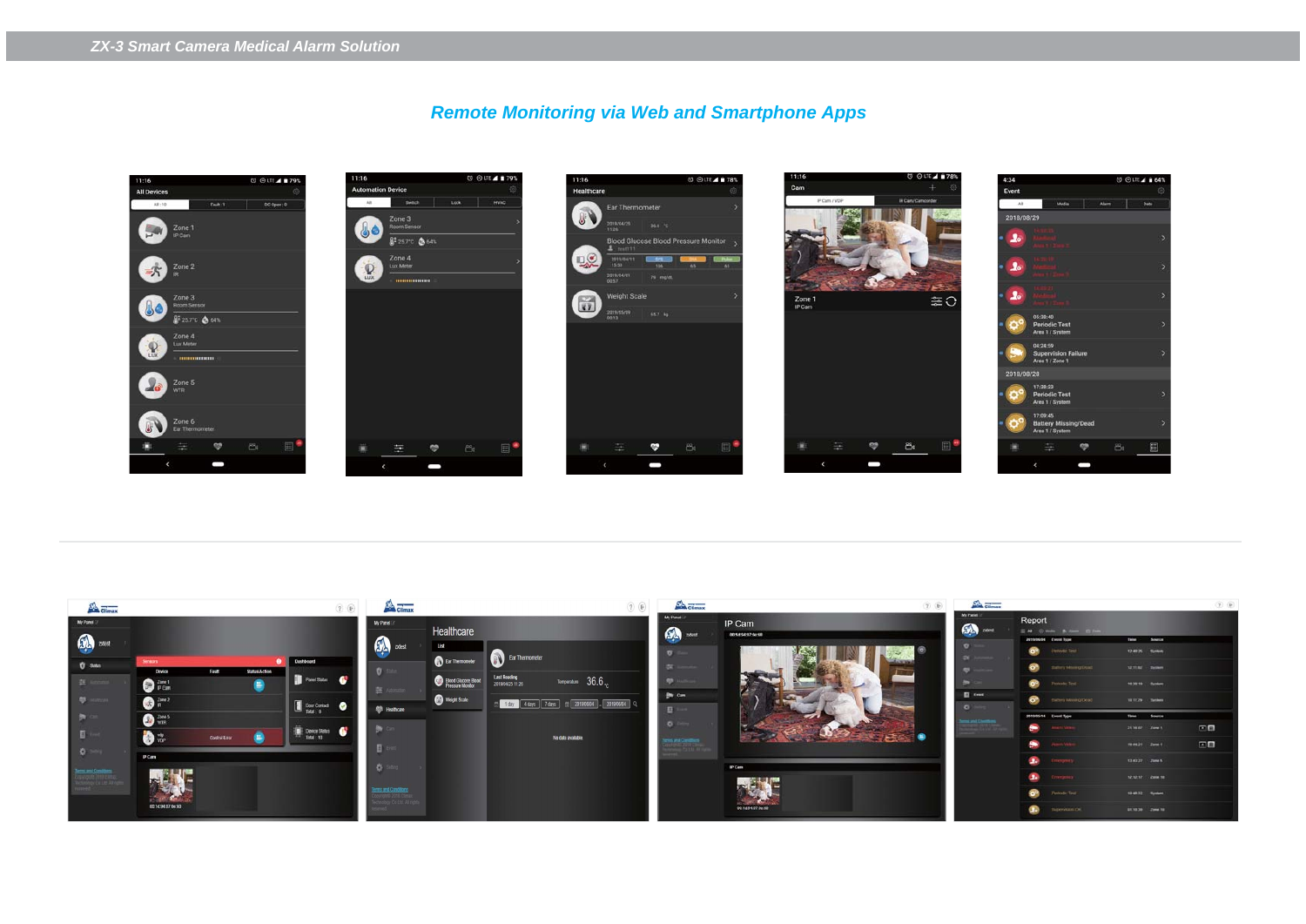## Remote Monitoring via Web and Smartphone Apps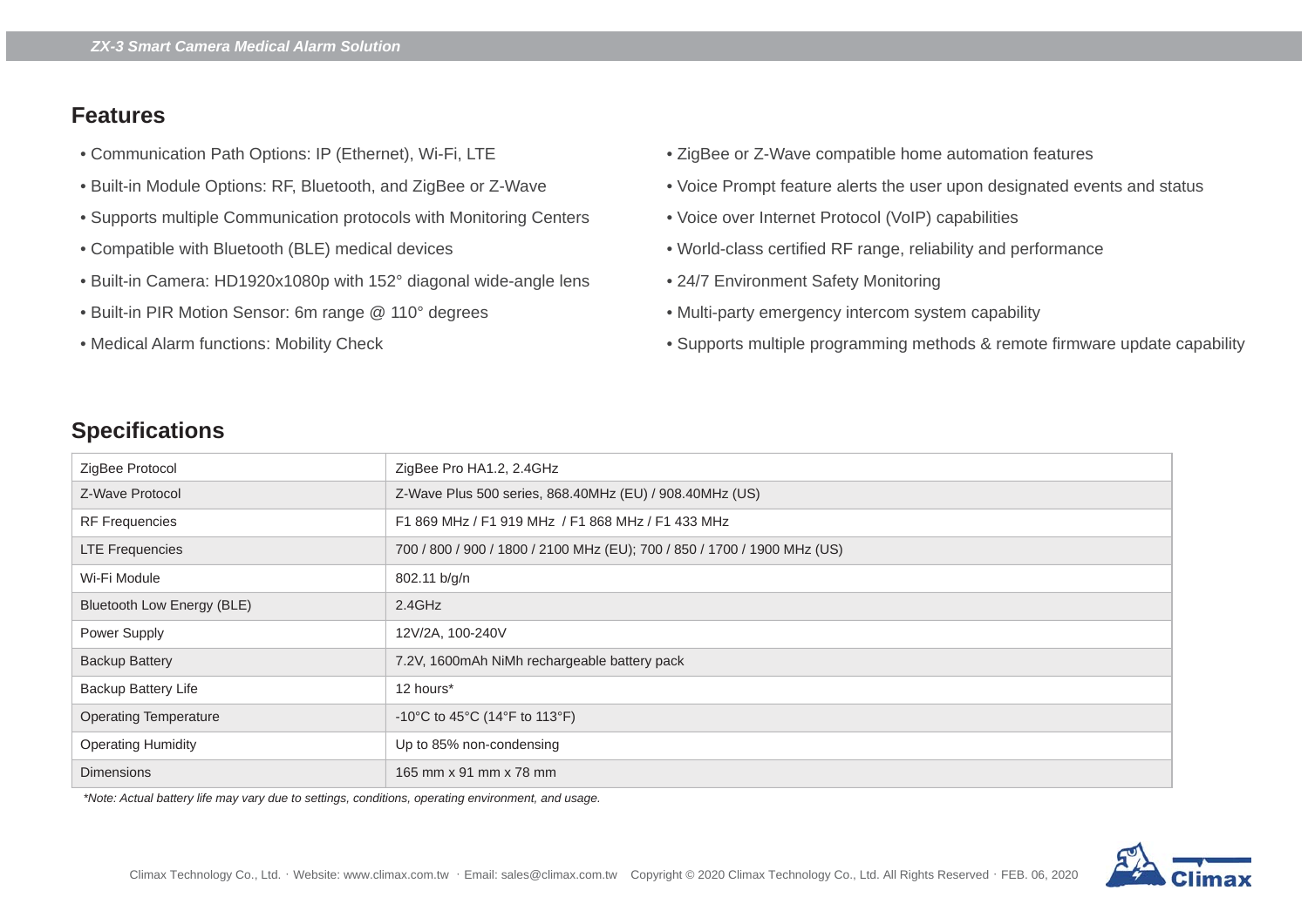## Features

- Communication Path Options: IP (Ethernet), Wi-Fi, LTE
- Built-in Module Options: RF, Bluetooth, and ZigBee or Z-Wave
- Supports multiple Communication protocols with Monitoring Centers
- Compatible with Bluetooth (BLE) medical devices
- Built-in Camera: HD1920x1080p with 152° diagonal wide-angle lens
- Built-in PIR Motion Sensor: 6m range @ 110° degrees
- Medical Alarm functions: Mobility Check
- ZigBee or Z-Wave compatible home automation features
- Voice Prompt feature alerts the user upon designated events and status
- Voice over Internet Protocol (VoIP) capabilities
- World-class certified RF range, reliability and performance
- 24/7 Environment Safety Monitoring
- Multi-party emergency intercom system capability
- Supports multiple programming methods & remote firmware update capability

## Specifications

| | |
|---|---|
| ZigBee Protocol | ZigBee Pro HA1.2, 2.4GHz |
| Z-Wave Protocol | Z-Wave Plus 500 series, 868.40MHz (EU) / 908.40MHz (US) |
| RF Frequencies | F1 869 MHz / F1 919 MHz / F1 868 MHz / F1 433 MHz |
| LTE Frequencies | 700 / 800 / 900 / 1800 / 2100 MHz (EU); 700 / 850 / 1700 / 1900 MHz (US) |
| Wi-Fi Module | 802.11 b/g/n |
| Bluetooth Low Energy (BLE) | 2.4GHz |
| Power Supply | 12V/2A, 100-240V |
| Backup Battery | 7.2V, 1600mAh NiMh rechargeable battery pack |
| Backup Battery Life | 12 hours* |
| Operating Temperature | -10°C to 45°C (14°F to 113°F) |
| Operating Humidity | Up to 85% non-condensing |
| Dimensions | 165 mm x 91 mm x 78 mm |

*\*Note: Actual battery life may vary due to settings, conditions, operating environment, and usage.*

Climax Technology Co., Ltd. · Website: www.climax.com.tw · Email: sales@climax.com.tw Copyright © 2020 Climax Technology Co., Ltd. All Rights Reserved · FEB. 06, 2020